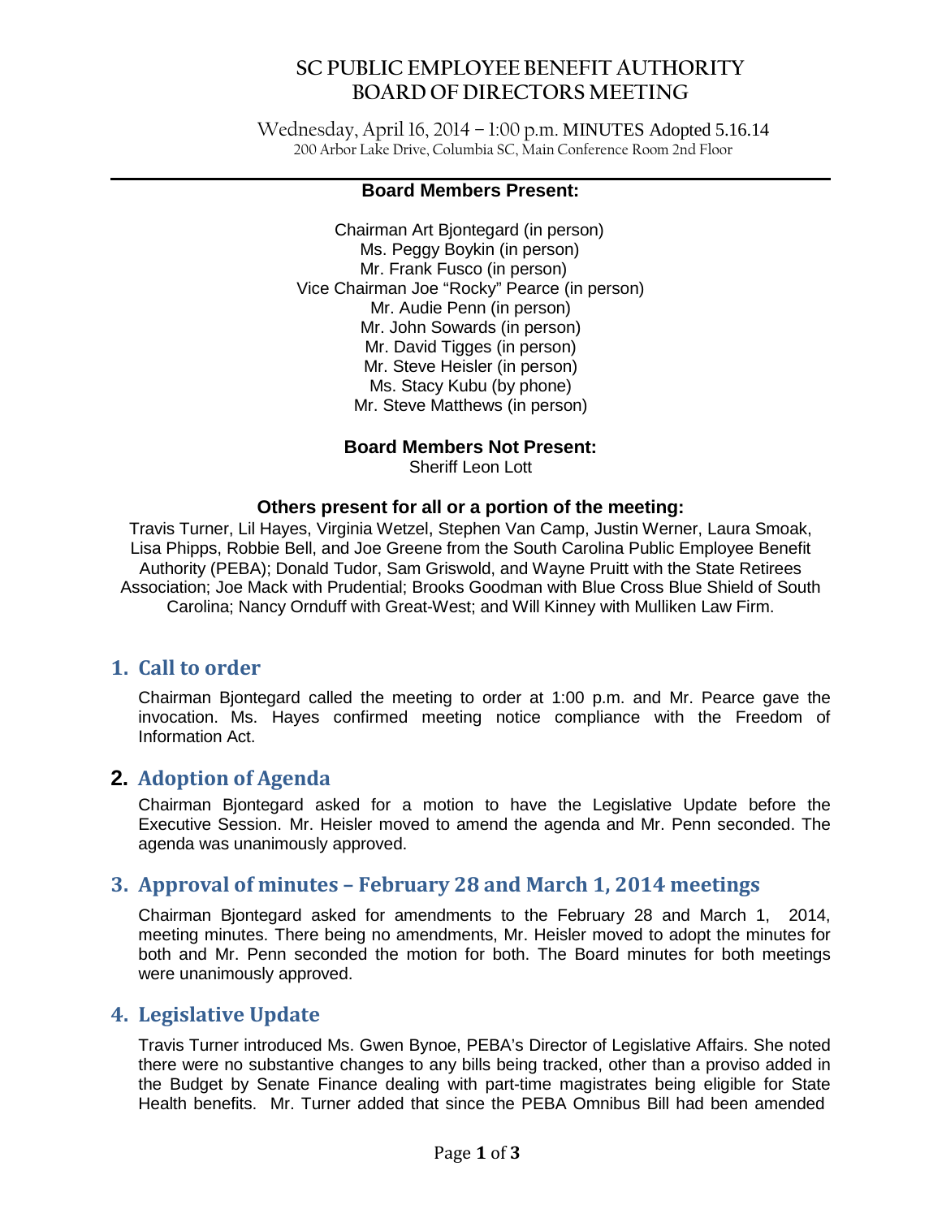# SC PUBLIC EMPLOYEE BENEFIT AUTHORITY
# BOARD OF DIRECTORS MEETING

Wednesday, April 16, 2014 – 1:00 p.m. MINUTES Adopted 5.16.14
200 Arbor Lake Drive, Columbia SC, Main Conference Room 2nd Floor

---

**Board Members Present:**

Chairman Art Bjontegard (in person)
Ms. Peggy Boykin (in person)
Mr. Frank Fusco (in person)
Vice Chairman Joe "Rocky" Pearce (in person)
Mr. Audie Penn (in person)
Mr. John Sowards (in person)
Mr. David Tigges (in person)
Mr. Steve Heisler (in person)
Ms. Stacy Kubu (by phone)
Mr. Steve Matthews (in person)

**Board Members Not Present:**
Sheriff Leon Lott

**Others present for all or a portion of the meeting:**
Travis Turner, Lil Hayes, Virginia Wetzel, Stephen Van Camp, Justin Werner, Laura Smoak, Lisa Phipps, Robbie Bell, and Joe Greene from the South Carolina Public Employee Benefit Authority (PEBA); Donald Tudor, Sam Griswold, and Wayne Pruitt with the State Retirees Association; Joe Mack with Prudential; Brooks Goodman with Blue Cross Blue Shield of South Carolina; Nancy Ornduff with Great-West; and Will Kinney with Mulliken Law Firm.

## 1. Call to order

Chairman Bjontegard called the meeting to order at 1:00 p.m. and Mr. Pearce gave the invocation. Ms. Hayes confirmed meeting notice compliance with the Freedom of Information Act.

## 2. Adoption of Agenda

Chairman Bjontegard asked for a motion to have the Legislative Update before the Executive Session. Mr. Heisler moved to amend the agenda and Mr. Penn seconded. The agenda was unanimously approved.

## 3. Approval of minutes – February 28 and March 1, 2014 meetings

Chairman Bjontegard asked for amendments to the February 28 and March 1, 2014, meeting minutes. There being no amendments, Mr. Heisler moved to adopt the minutes for both and Mr. Penn seconded the motion for both. The Board minutes for both meetings were unanimously approved.

## 4. Legislative Update

Travis Turner introduced Ms. Gwen Bynoe, PEBA's Director of Legislative Affairs. She noted there were no substantive changes to any bills being tracked, other than a proviso added in the Budget by Senate Finance dealing with part-time magistrates being eligible for State Health benefits. Mr. Turner added that since the PEBA Omnibus Bill had been amended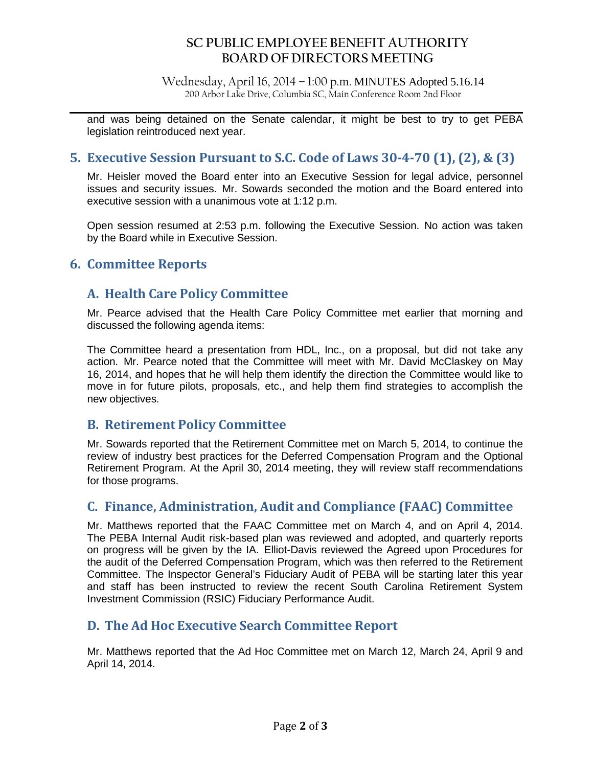and was being detained on the Senate calendar, it might be best to try to get PEBA legislation reintroduced next year.

## 5. Executive Session Pursuant to S.C. Code of Laws 30-4-70 (1), (2), & (3)

Mr. Heisler moved the Board enter into an Executive Session for legal advice, personnel issues and security issues. Mr. Sowards seconded the motion and the Board entered into executive session with a unanimous vote at 1:12 p.m.

Open session resumed at 2:53 p.m. following the Executive Session. No action was taken by the Board while in Executive Session.

## 6. Committee Reports

### A. Health Care Policy Committee

Mr. Pearce advised that the Health Care Policy Committee met earlier that morning and discussed the following agenda items:

The Committee heard a presentation from HDL, Inc., on a proposal, but did not take any action. Mr. Pearce noted that the Committee will meet with Mr. David McClaskey on May 16, 2014, and hopes that he will help them identify the direction the Committee would like to move in for future pilots, proposals, etc., and help them find strategies to accomplish the new objectives.

### B. Retirement Policy Committee

Mr. Sowards reported that the Retirement Committee met on March 5, 2014, to continue the review of industry best practices for the Deferred Compensation Program and the Optional Retirement Program. At the April 30, 2014 meeting, they will review staff recommendations for those programs.

### C. Finance, Administration, Audit and Compliance (FAAC) Committee

Mr. Matthews reported that the FAAC Committee met on March 4, and on April 4, 2014. The PEBA Internal Audit risk-based plan was reviewed and adopted, and quarterly reports on progress will be given by the IA. Elliot-Davis reviewed the Agreed upon Procedures for the audit of the Deferred Compensation Program, which was then referred to the Retirement Committee. The Inspector General's Fiduciary Audit of PEBA will be starting later this year and staff has been instructed to review the recent South Carolina Retirement System Investment Commission (RSIC) Fiduciary Performance Audit.

### D. The Ad Hoc Executive Search Committee Report

Mr. Matthews reported that the Ad Hoc Committee met on March 12, March 24, April 9 and April 14, 2014.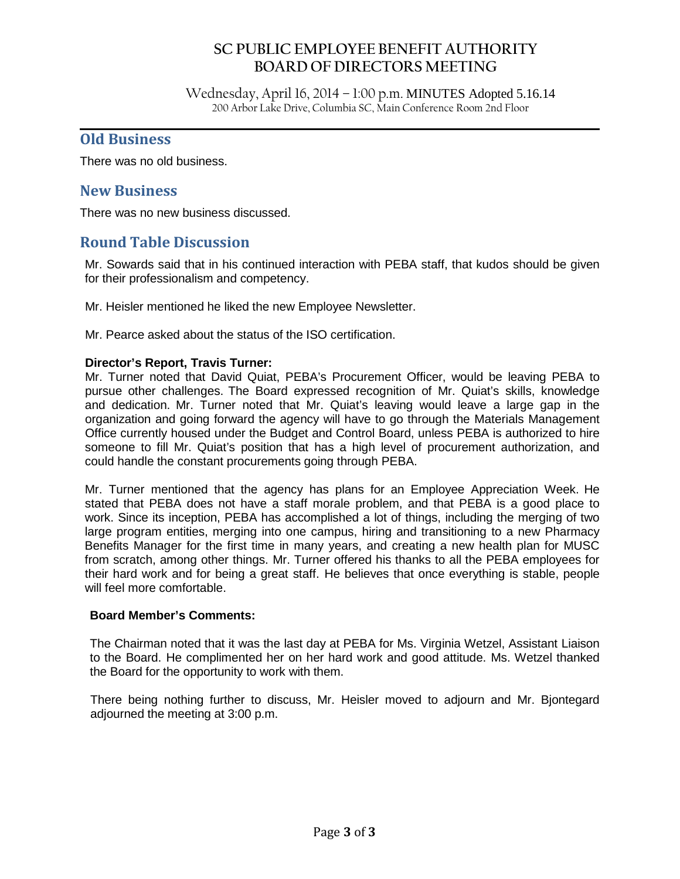## Old Business

There was no old business.

## New Business

There was no new business discussed.

## Round Table Discussion

Mr. Sowards said that in his continued interaction with PEBA staff, that kudos should be given for their professionalism and competency.

Mr. Heisler mentioned he liked the new Employee Newsletter.

Mr. Pearce asked about the status of the ISO certification.

**Director's Report, Travis Turner:**

Mr. Turner noted that David Quiat, PEBA's Procurement Officer, would be leaving PEBA to pursue other challenges. The Board expressed recognition of Mr. Quiat's skills, knowledge and dedication. Mr. Turner noted that Mr. Quiat's leaving would leave a large gap in the organization and going forward the agency will have to go through the Materials Management Office currently housed under the Budget and Control Board, unless PEBA is authorized to hire someone to fill Mr. Quiat's position that has a high level of procurement authorization, and could handle the constant procurements going through PEBA.

Mr. Turner mentioned that the agency has plans for an Employee Appreciation Week. He stated that PEBA does not have a staff morale problem, and that PEBA is a good place to work. Since its inception, PEBA has accomplished a lot of things, including the merging of two large program entities, merging into one campus, hiring and transitioning to a new Pharmacy Benefits Manager for the first time in many years, and creating a new health plan for MUSC from scratch, among other things. Mr. Turner offered his thanks to all the PEBA employees for their hard work and for being a great staff. He believes that once everything is stable, people will feel more comfortable.

**Board Member's Comments:**

The Chairman noted that it was the last day at PEBA for Ms. Virginia Wetzel, Assistant Liaison to the Board. He complimented her on her hard work and good attitude. Ms. Wetzel thanked the Board for the opportunity to work with them.

There being nothing further to discuss, Mr. Heisler moved to adjourn and Mr. Bjontegard adjourned the meeting at 3:00 p.m.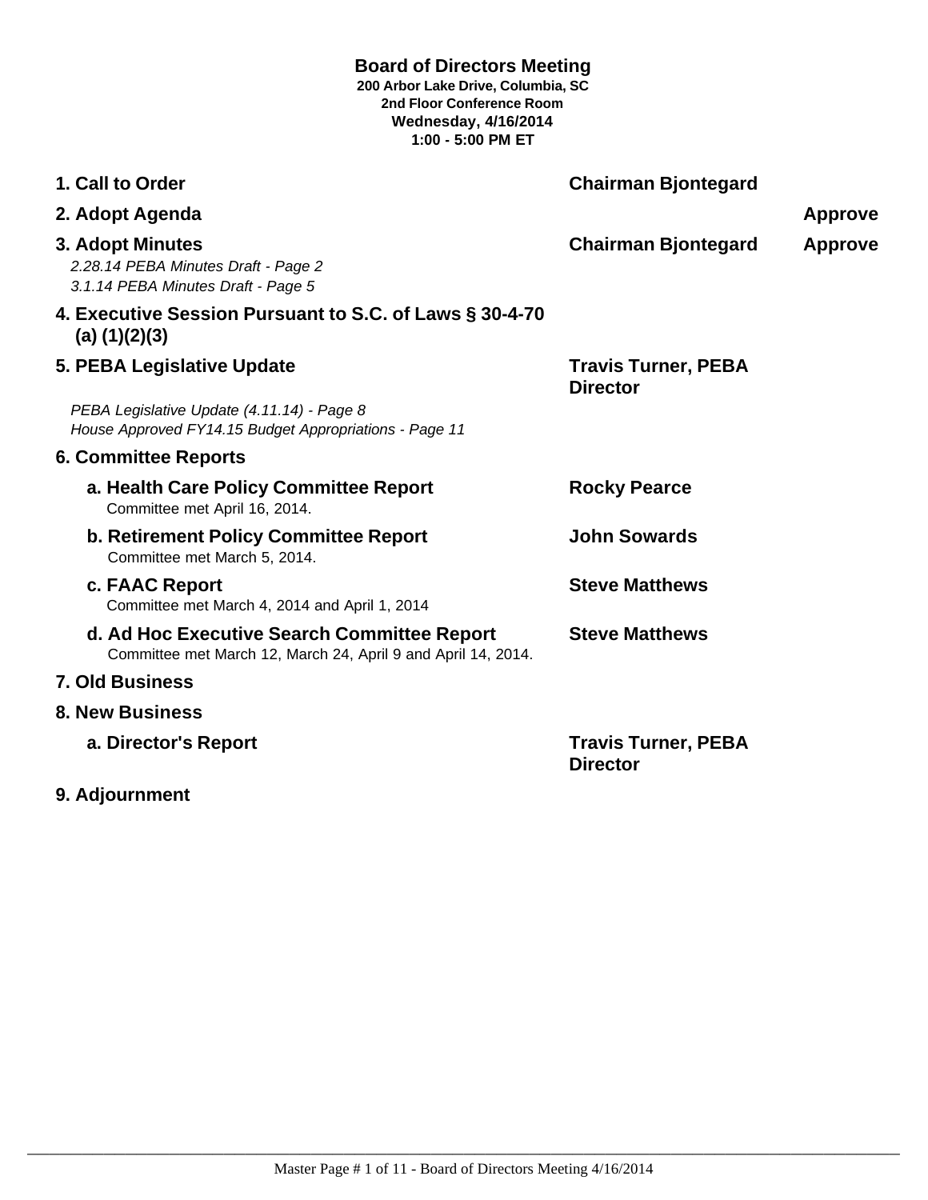# Board of Directors Meeting

**200 Arbor Lake Drive, Columbia, SC**
**2nd Floor Conference Room**
**Wednesday, 4/16/2014**
**1:00 - 5:00 PM ET**

| Item | Presenter | Action |
|---|---|---|
| **1. Call to Order** | **Chairman Bjontegard** | |
| **2. Adopt Agenda** | | **Approve** |
| **3. Adopt Minutes**<br>*2.28.14 PEBA Minutes Draft - Page 2*<br>*3.1.14 PEBA Minutes Draft - Page 5* | **Chairman Bjontegard** | **Approve** |
| **4. Executive Session Pursuant to S.C. of Laws § 30-4-70 (a) (1)(2)(3)** | | |
| **5. PEBA Legislative Update**<br>*PEBA Legislative Update (4.11.14) - Page 8*<br>*House Approved FY14.15 Budget Appropriations - Page 11* | **Travis Turner, PEBA Director** | |
| **6. Committee Reports** | | |
| **a. Health Care Policy Committee Report**<br>Committee met April 16, 2014. | **Rocky Pearce** | |
| **b. Retirement Policy Committee Report**<br>Committee met March 5, 2014. | **John Sowards** | |
| **c. FAAC Report**<br>Committee met March 4, 2014 and April 1, 2014 | **Steve Matthews** | |
| **d. Ad Hoc Executive Search Committee Report**<br>Committee met March 12, March 24, April 9 and April 14, 2014. | **Steve Matthews** | |
| **7. Old Business** | | |
| **8. New Business** | | |
| **a. Director's Report** | **Travis Turner, PEBA Director** | |
| **9. Adjournment** | | |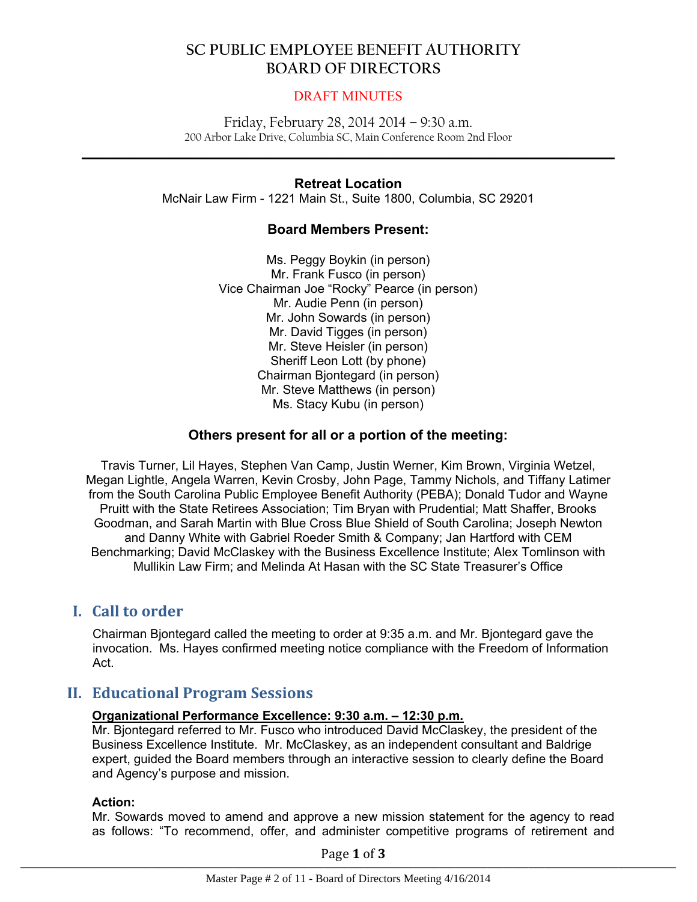# SC PUBLIC EMPLOYEE BENEFIT AUTHORITY
# BOARD OF DIRECTORS

DRAFT MINUTES

Friday, February 28, 2014 2014 – 9:30 a.m.
200 Arbor Lake Drive, Columbia SC, Main Conference Room 2nd Floor

---

**Retreat Location**
McNair Law Firm - 1221 Main St., Suite 1800, Columbia, SC 29201

**Board Members Present:**

Ms. Peggy Boykin (in person)
Mr. Frank Fusco (in person)
Vice Chairman Joe "Rocky" Pearce (in person)
Mr. Audie Penn (in person)
Mr. John Sowards (in person)
Mr. David Tigges (in person)
Mr. Steve Heisler (in person)
Sheriff Leon Lott (by phone)
Chairman Bjontegard (in person)
Mr. Steve Matthews (in person)
Ms. Stacy Kubu (in person)

**Others present for all or a portion of the meeting:**

Travis Turner, Lil Hayes, Stephen Van Camp, Justin Werner, Kim Brown, Virginia Wetzel, Megan Lightle, Angela Warren, Kevin Crosby, John Page, Tammy Nichols, and Tiffany Latimer from the South Carolina Public Employee Benefit Authority (PEBA); Donald Tudor and Wayne Pruitt with the State Retirees Association; Tim Bryan with Prudential; Matt Shaffer, Brooks Goodman, and Sarah Martin with Blue Cross Blue Shield of South Carolina; Joseph Newton and Danny White with Gabriel Roeder Smith & Company; Jan Hartford with CEM Benchmarking; David McClaskey with the Business Excellence Institute; Alex Tomlinson with Mullikin Law Firm; and Melinda At Hasan with the SC State Treasurer's Office

## I. Call to order

Chairman Bjontegard called the meeting to order at 9:35 a.m. and Mr. Bjontegard gave the invocation. Ms. Hayes confirmed meeting notice compliance with the Freedom of Information Act.

## II. Educational Program Sessions

**Organizational Performance Excellence: 9:30 a.m. – 12:30 p.m.**
Mr. Bjontegard referred to Mr. Fusco who introduced David McClaskey, the president of the Business Excellence Institute. Mr. McClaskey, as an independent consultant and Baldrige expert, guided the Board members through an interactive session to clearly define the Board and Agency's purpose and mission.

**Action:**
Mr. Sowards moved to amend and approve a new mission statement for the agency to read as follows: "To recommend, offer, and administer competitive programs of retirement and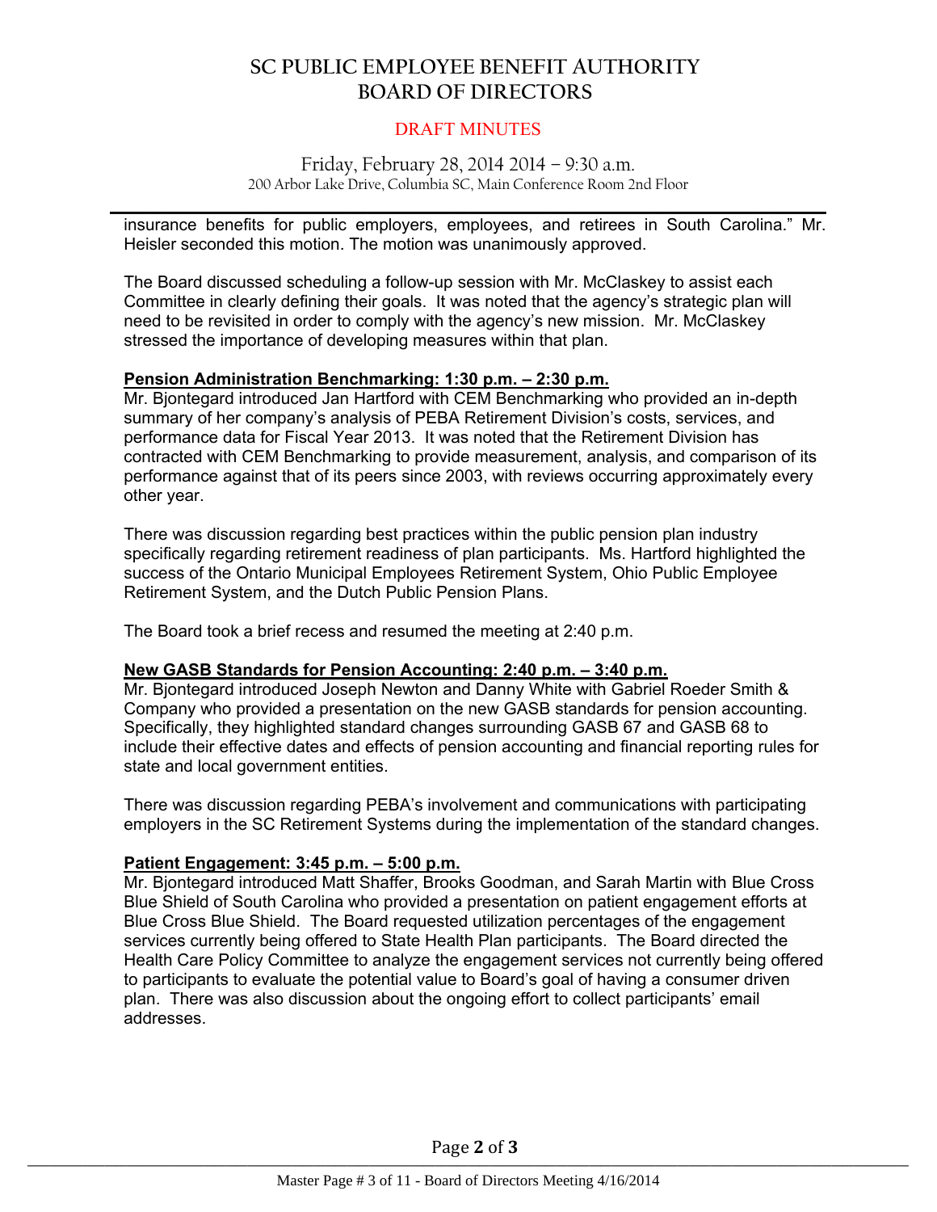insurance benefits for public employers, employees, and retirees in South Carolina." Mr. Heisler seconded this motion. The motion was unanimously approved.

The Board discussed scheduling a follow-up session with Mr. McClaskey to assist each Committee in clearly defining their goals. It was noted that the agency's strategic plan will need to be revisited in order to comply with the agency's new mission. Mr. McClaskey stressed the importance of developing measures within that plan.

**Pension Administration Benchmarking: 1:30 p.m. – 2:30 p.m.**

Mr. Bjontegard introduced Jan Hartford with CEM Benchmarking who provided an in-depth summary of her company's analysis of PEBA Retirement Division's costs, services, and performance data for Fiscal Year 2013. It was noted that the Retirement Division has contracted with CEM Benchmarking to provide measurement, analysis, and comparison of its performance against that of its peers since 2003, with reviews occurring approximately every other year.

There was discussion regarding best practices within the public pension plan industry specifically regarding retirement readiness of plan participants. Ms. Hartford highlighted the success of the Ontario Municipal Employees Retirement System, Ohio Public Employee Retirement System, and the Dutch Public Pension Plans.

The Board took a brief recess and resumed the meeting at 2:40 p.m.

**New GASB Standards for Pension Accounting: 2:40 p.m. – 3:40 p.m.**

Mr. Bjontegard introduced Joseph Newton and Danny White with Gabriel Roeder Smith & Company who provided a presentation on the new GASB standards for pension accounting. Specifically, they highlighted standard changes surrounding GASB 67 and GASB 68 to include their effective dates and effects of pension accounting and financial reporting rules for state and local government entities.

There was discussion regarding PEBA's involvement and communications with participating employers in the SC Retirement Systems during the implementation of the standard changes.

**Patient Engagement: 3:45 p.m. – 5:00 p.m.**

Mr. Bjontegard introduced Matt Shaffer, Brooks Goodman, and Sarah Martin with Blue Cross Blue Shield of South Carolina who provided a presentation on patient engagement efforts at Blue Cross Blue Shield. The Board requested utilization percentages of the engagement services currently being offered to State Health Plan participants. The Board directed the Health Care Policy Committee to analyze the engagement services not currently being offered to participants to evaluate the potential value to Board's goal of having a consumer driven plan. There was also discussion about the ongoing effort to collect participants' email addresses.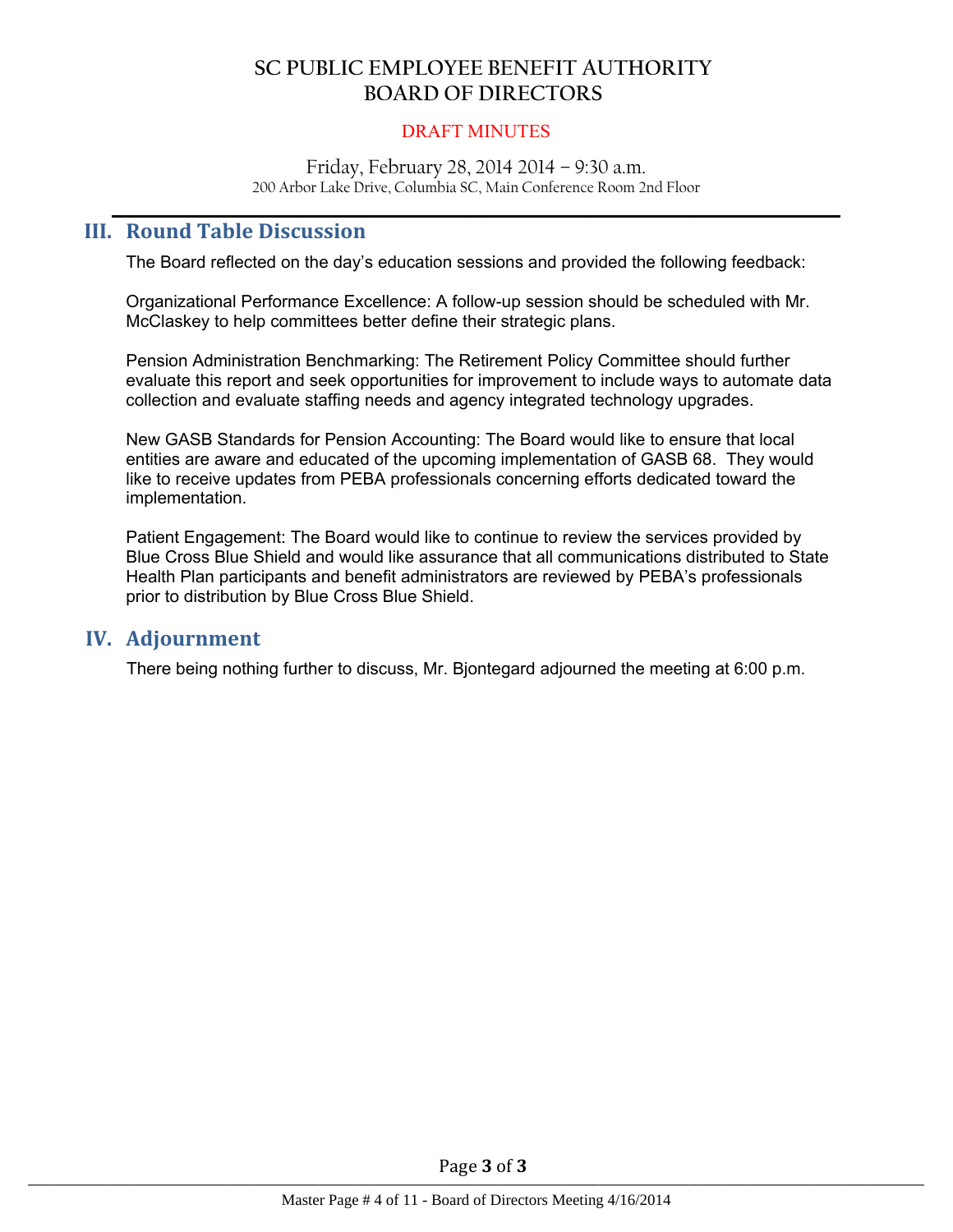# SC PUBLIC EMPLOYEE BENEFIT AUTHORITY
# BOARD OF DIRECTORS

DRAFT MINUTES

Friday, February 28, 2014 2014 – 9:30 a.m.
200 Arbor Lake Drive, Columbia SC, Main Conference Room 2nd Floor

## III. Round Table Discussion

The Board reflected on the day's education sessions and provided the following feedback:

Organizational Performance Excellence: A follow-up session should be scheduled with Mr. McClaskey to help committees better define their strategic plans.

Pension Administration Benchmarking: The Retirement Policy Committee should further evaluate this report and seek opportunities for improvement to include ways to automate data collection and evaluate staffing needs and agency integrated technology upgrades.

New GASB Standards for Pension Accounting: The Board would like to ensure that local entities are aware and educated of the upcoming implementation of GASB 68. They would like to receive updates from PEBA professionals concerning efforts dedicated toward the implementation.

Patient Engagement: The Board would like to continue to review the services provided by Blue Cross Blue Shield and would like assurance that all communications distributed to State Health Plan participants and benefit administrators are reviewed by PEBA's professionals prior to distribution by Blue Cross Blue Shield.

## IV. Adjournment

There being nothing further to discuss, Mr. Bjontegard adjourned the meeting at 6:00 p.m.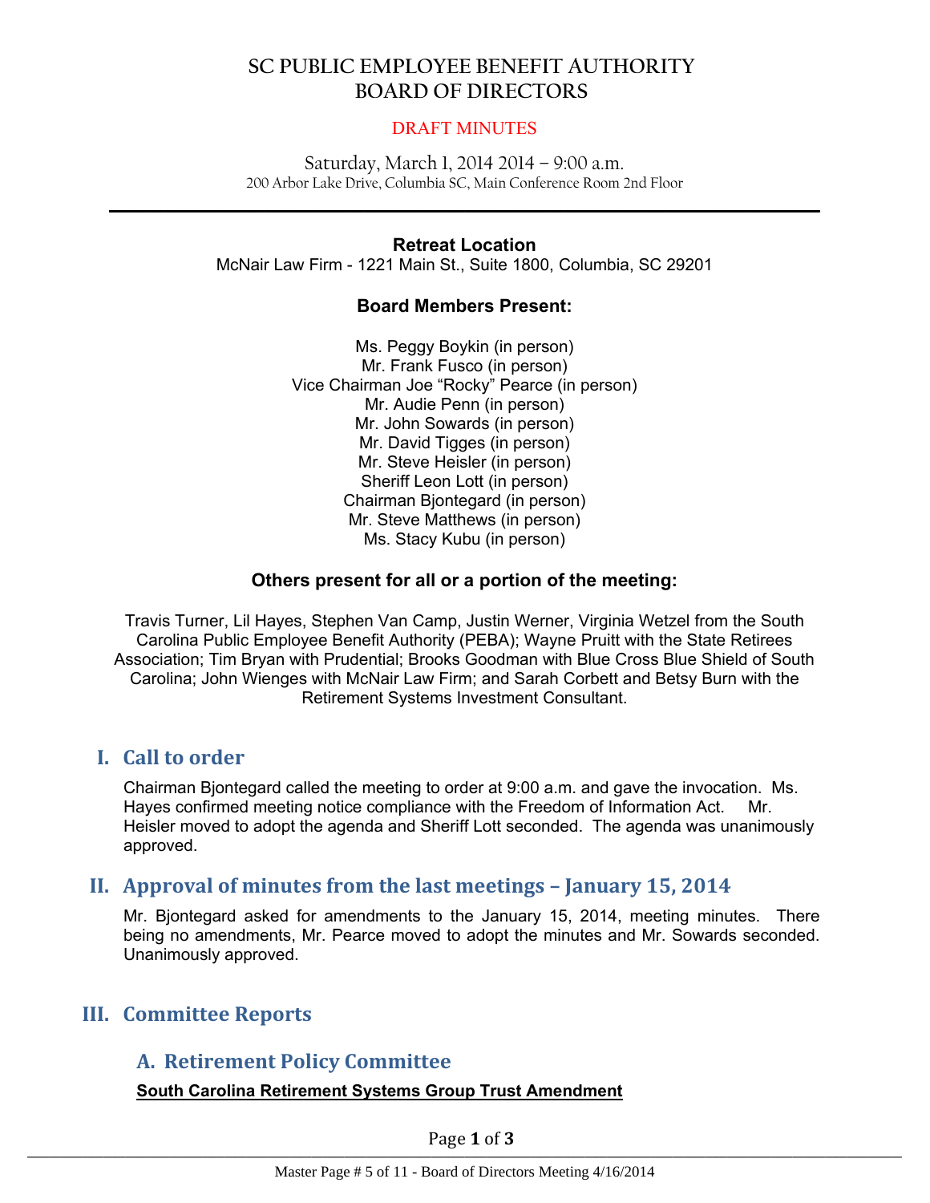# SC PUBLIC EMPLOYEE BENEFIT AUTHORITY BOARD OF DIRECTORS

DRAFT MINUTES

Saturday, March 1, 2014 2014 – 9:00 a.m.
200 Arbor Lake Drive, Columbia SC, Main Conference Room 2nd Floor

---

**Retreat Location**
McNair Law Firm - 1221 Main St., Suite 1800, Columbia, SC 29201

**Board Members Present:**

Ms. Peggy Boykin (in person)
Mr. Frank Fusco (in person)
Vice Chairman Joe "Rocky" Pearce (in person)
Mr. Audie Penn (in person)
Mr. John Sowards (in person)
Mr. David Tigges (in person)
Mr. Steve Heisler (in person)
Sheriff Leon Lott (in person)
Chairman Bjontegard (in person)
Mr. Steve Matthews (in person)
Ms. Stacy Kubu (in person)

**Others present for all or a portion of the meeting:**

Travis Turner, Lil Hayes, Stephen Van Camp, Justin Werner, Virginia Wetzel from the South Carolina Public Employee Benefit Authority (PEBA); Wayne Pruitt with the State Retirees Association; Tim Bryan with Prudential; Brooks Goodman with Blue Cross Blue Shield of South Carolina; John Wienges with McNair Law Firm; and Sarah Corbett and Betsy Burn with the Retirement Systems Investment Consultant.

## I. Call to order

Chairman Bjontegard called the meeting to order at 9:00 a.m. and gave the invocation. Ms. Hayes confirmed meeting notice compliance with the Freedom of Information Act. Mr. Heisler moved to adopt the agenda and Sheriff Lott seconded. The agenda was unanimously approved.

## II. Approval of minutes from the last meetings – January 15, 2014

Mr. Bjontegard asked for amendments to the January 15, 2014, meeting minutes. There being no amendments, Mr. Pearce moved to adopt the minutes and Mr. Sowards seconded. Unanimously approved.

## III. Committee Reports

### A. Retirement Policy Committee

**South Carolina Retirement Systems Group Trust Amendment**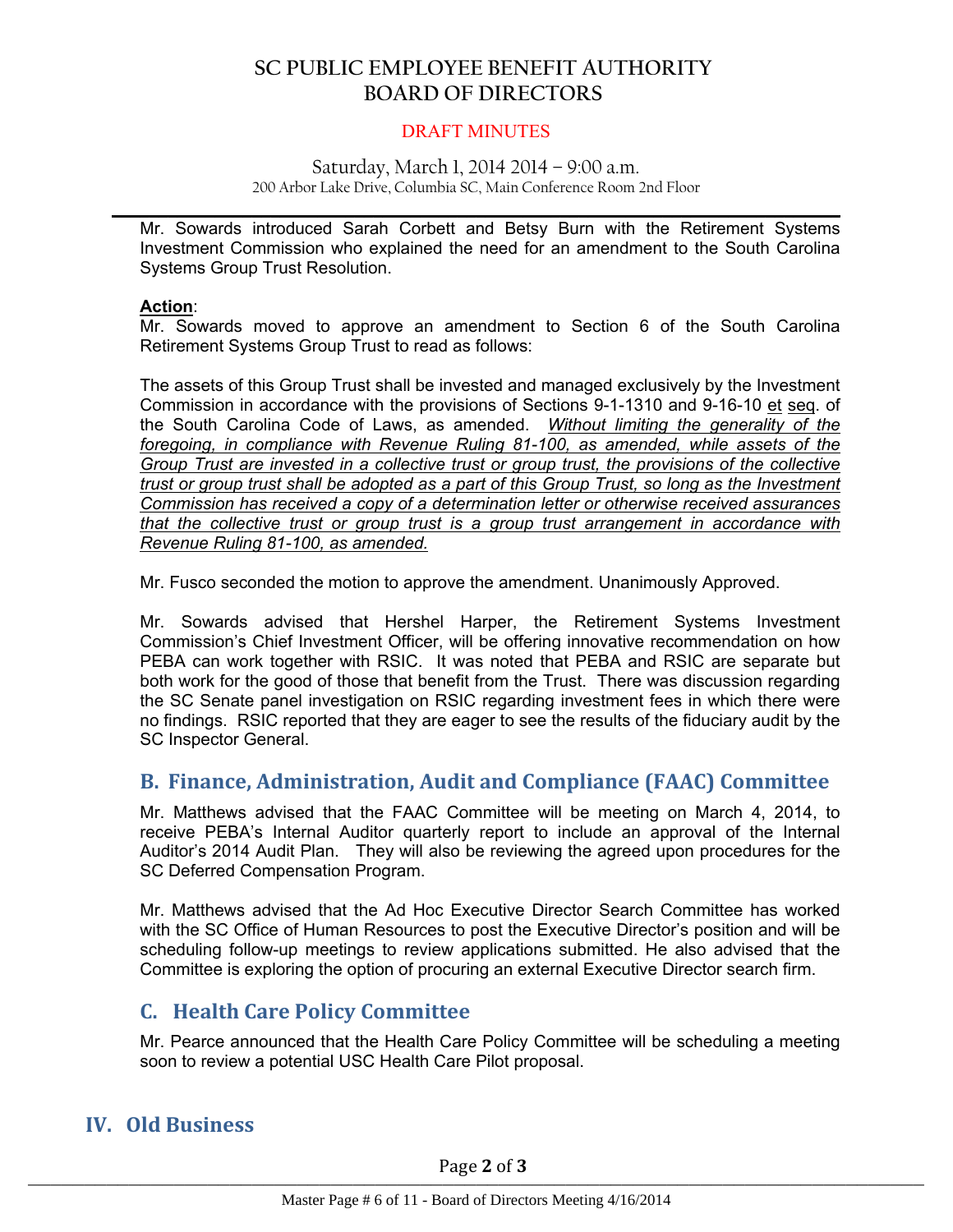# SC PUBLIC EMPLOYEE BENEFIT AUTHORITY
# BOARD OF DIRECTORS

DRAFT MINUTES

Saturday, March 1, 2014 2014 – 9:00 a.m.
200 Arbor Lake Drive, Columbia SC, Main Conference Room 2nd Floor

---

Mr. Sowards introduced Sarah Corbett and Betsy Burn with the Retirement Systems Investment Commission who explained the need for an amendment to the South Carolina Systems Group Trust Resolution.

**Action**:
Mr. Sowards moved to approve an amendment to Section 6 of the South Carolina Retirement Systems Group Trust to read as follows:

The assets of this Group Trust shall be invested and managed exclusively by the Investment Commission in accordance with the provisions of Sections 9-1-1310 and 9-16-10 et seq. of the South Carolina Code of Laws, as amended. *Without limiting the generality of the foregoing, in compliance with Revenue Ruling 81-100, as amended, while assets of the Group Trust are invested in a collective trust or group trust, the provisions of the collective trust or group trust shall be adopted as a part of this Group Trust, so long as the Investment Commission has received a copy of a determination letter or otherwise received assurances that the collective trust or group trust is a group trust arrangement in accordance with Revenue Ruling 81-100, as amended.*

Mr. Fusco seconded the motion to approve the amendment. Unanimously Approved.

Mr. Sowards advised that Hershel Harper, the Retirement Systems Investment Commission's Chief Investment Officer, will be offering innovative recommendation on how PEBA can work together with RSIC. It was noted that PEBA and RSIC are separate but both work for the good of those that benefit from the Trust. There was discussion regarding the SC Senate panel investigation on RSIC regarding investment fees in which there were no findings. RSIC reported that they are eager to see the results of the fiduciary audit by the SC Inspector General.

## B. Finance, Administration, Audit and Compliance (FAAC) Committee

Mr. Matthews advised that the FAAC Committee will be meeting on March 4, 2014, to receive PEBA's Internal Auditor quarterly report to include an approval of the Internal Auditor's 2014 Audit Plan. They will also be reviewing the agreed upon procedures for the SC Deferred Compensation Program.

Mr. Matthews advised that the Ad Hoc Executive Director Search Committee has worked with the SC Office of Human Resources to post the Executive Director's position and will be scheduling follow-up meetings to review applications submitted. He also advised that the Committee is exploring the option of procuring an external Executive Director search firm.

## C. Health Care Policy Committee

Mr. Pearce announced that the Health Care Policy Committee will be scheduling a meeting soon to review a potential USC Health Care Pilot proposal.

# IV. Old Business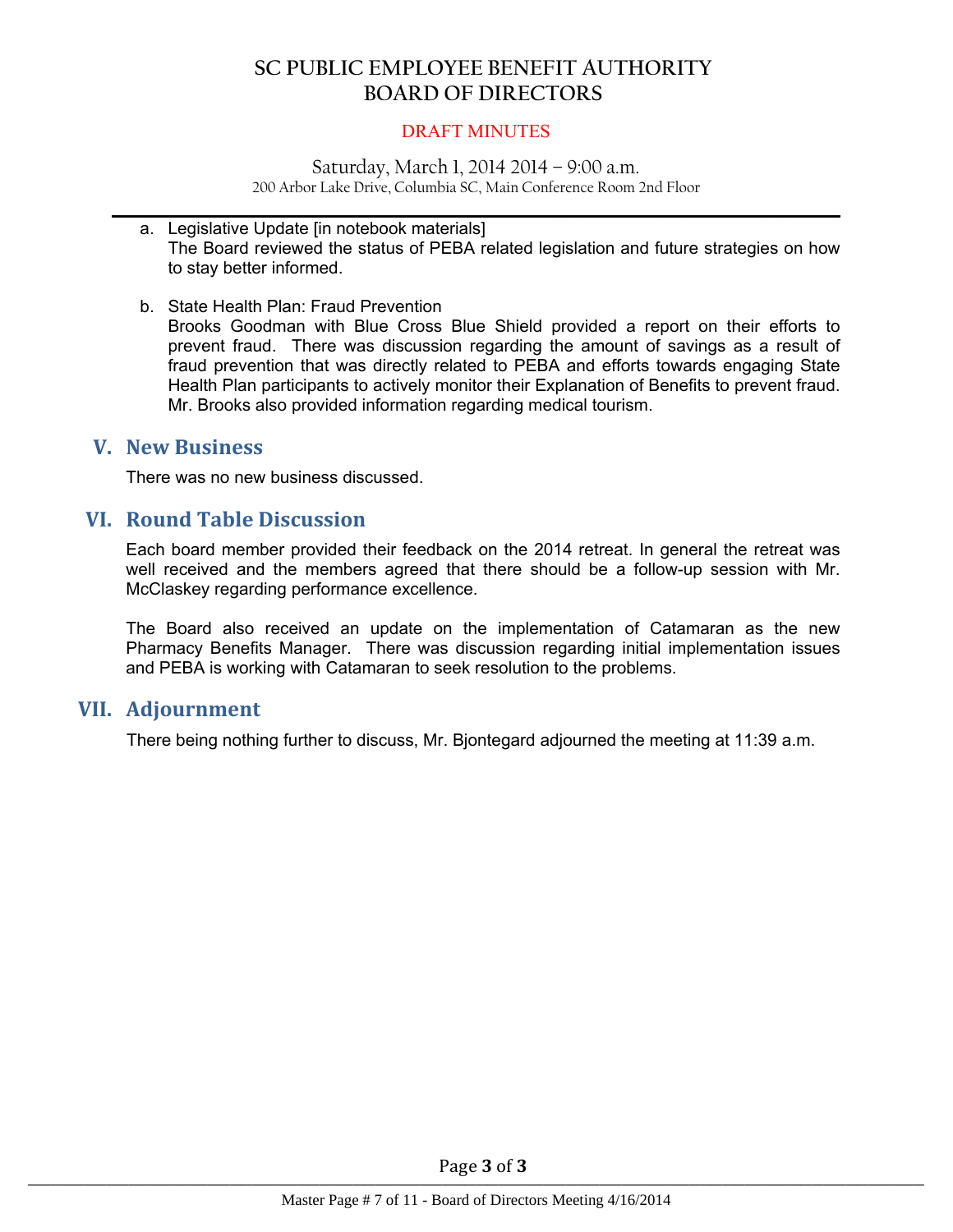# SC PUBLIC EMPLOYEE BENEFIT AUTHORITY
# BOARD OF DIRECTORS

DRAFT MINUTES

Saturday, March 1, 2014 2014 – 9:00 a.m.
200 Arbor Lake Drive, Columbia SC, Main Conference Room 2nd Floor

---

a. Legislative Update [in notebook materials]
   The Board reviewed the status of PEBA related legislation and future strategies on how to stay better informed.

b. State Health Plan: Fraud Prevention
   Brooks Goodman with Blue Cross Blue Shield provided a report on their efforts to prevent fraud. There was discussion regarding the amount of savings as a result of fraud prevention that was directly related to PEBA and efforts towards engaging State Health Plan participants to actively monitor their Explanation of Benefits to prevent fraud. Mr. Brooks also provided information regarding medical tourism.

## V. New Business

There was no new business discussed.

## VI. Round Table Discussion

Each board member provided their feedback on the 2014 retreat. In general the retreat was well received and the members agreed that there should be a follow-up session with Mr. McClaskey regarding performance excellence.

The Board also received an update on the implementation of Catamaran as the new Pharmacy Benefits Manager. There was discussion regarding initial implementation issues and PEBA is working with Catamaran to seek resolution to the problems.

## VII. Adjournment

There being nothing further to discuss, Mr. Bjontegard adjourned the meeting at 11:39 a.m.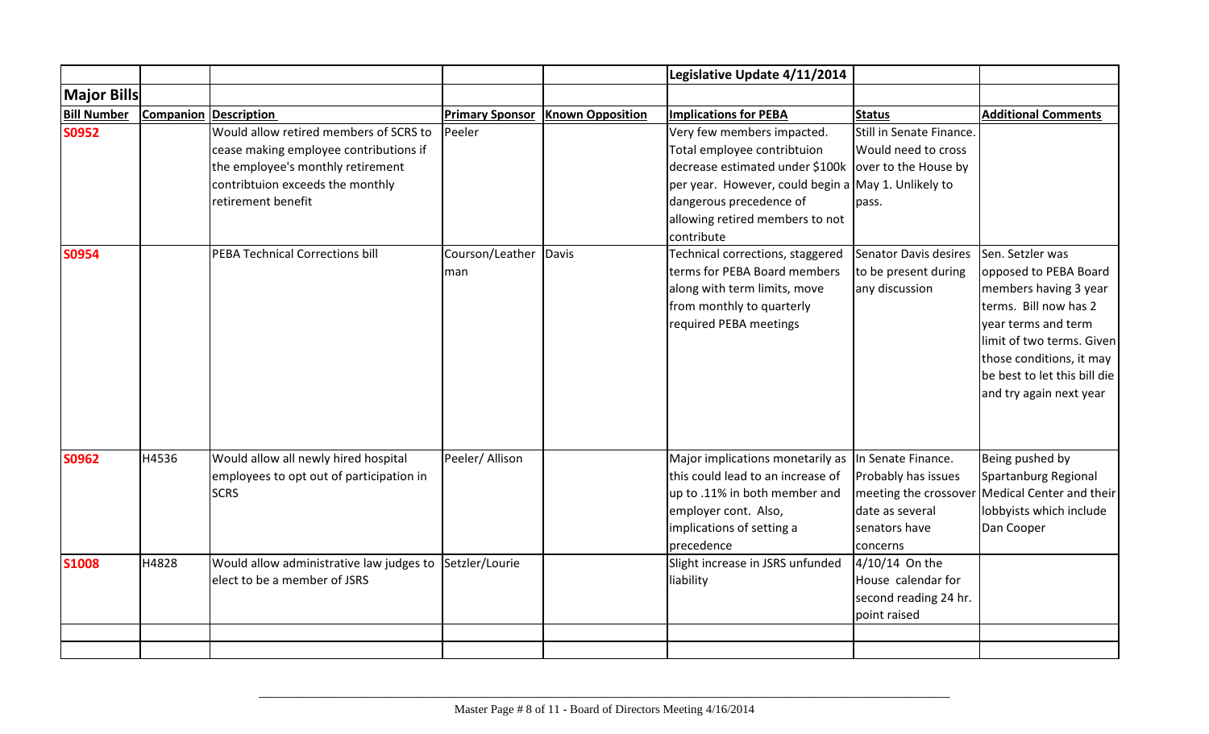| | | | | | Legislative Update 4/11/2014 | | |
|---|---|---|---|---|---|---|---|
| **Major Bills** | | | | | | | |
| **Bill Number** | **Companion** | **Description** | **Primary Sponsor** | **Known Opposition** | **Implications for PEBA** | **Status** | **Additional Comments** |
| **S0952** | | Would allow retired members of SCRS to cease making employee contributions if the employee's monthly retirement contribtuion exceeds the monthly retirement benefit | Peeler | | Very few members impacted. Total employee contribtuion decrease estimated under $100k per year. However, could begin a dangerous precedence of allowing retired members to not contribute | Still in Senate Finance. Would need to cross over to the House by May 1. Unlikely to pass. | |
| **S0954** | | PEBA Technical Corrections bill | Courson/Leatherman | Davis | Technical corrections, staggered terms for PEBA Board members along with term limits, move from monthly to quarterly required PEBA meetings | Senator Davis desires to be present during any discussion | Sen. Setzler was opposed to PEBA Board members having 3 year terms. Bill now has 2 year terms and term limit of two terms. Given those conditions, it may be best to let this bill die and try again next year |
| **S0962** | H4536 | Would allow all newly hired hospital employees to opt out of participation in SCRS | Peeler/ Allison | | Major implications monetarily as this could lead to an increase of up to .11% in both member and employer cont. Also, implications of setting a precedence | In Senate Finance. Probably has issues meeting the crossover date as several senators have concerns | Being pushed by Spartanburg Regional Medical Center and their lobbyists which include Dan Cooper |
| **S1008** | H4828 | Would allow administrative law judges to elect to be a member of JSRS | Setzler/Lourie | | Slight increase in JSRS unfunded liability | 4/10/14 On the House calendar for second reading 24 hr. point raised | |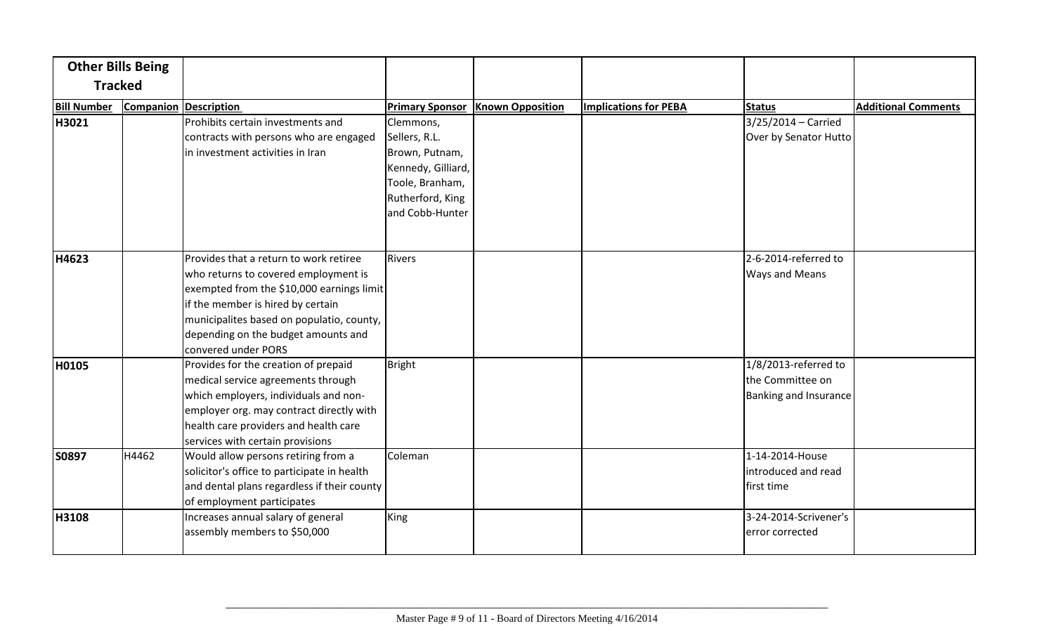| **Other Bills Being Tracked** | | | | | | | |
|---|---|---|---|---|---|---|---|
| **Bill Number** | **Companion** | **Description** | **Primary Sponsor** | **Known Opposition** | **Implications for PEBA** | **Status** | **Additional Comments** |
| **H3021** | | Prohibits certain investments and contracts with persons who are engaged in investment activities in Iran | Clemmons, Sellers, R.L. Brown, Putnam, Kennedy, Gilliard, Toole, Branham, Rutherford, King and Cobb-Hunter | | | 3/25/2014 – Carried Over by Senator Hutto | |
| **H4623** | | Provides that a return to work retiree who returns to covered employment is exempted from the $10,000 earnings limit if the member is hired by certain municipalites based on populatio, county, depending on the budget amounts and convered under PORS | Rivers | | | 2-6-2014-referred to Ways and Means | |
| **H0105** | | Provides for the creation of prepaid medical service agreements through which employers, individuals and non-employer org. may contract directly with health care providers and health care services with certain provisions | Bright | | | 1/8/2013-referred to the Committee on Banking and Insurance | |
| **S0897** | H4462 | Would allow persons retiring from a solicitor's office to participate in health and dental plans regardless if their county of employment participates | Coleman | | | 1-14-2014-House introduced and read first time | |
| **H3108** | | Increases annual salary of general assembly members to $50,000 | King | | | 3-24-2014-Scrivener's error corrected | |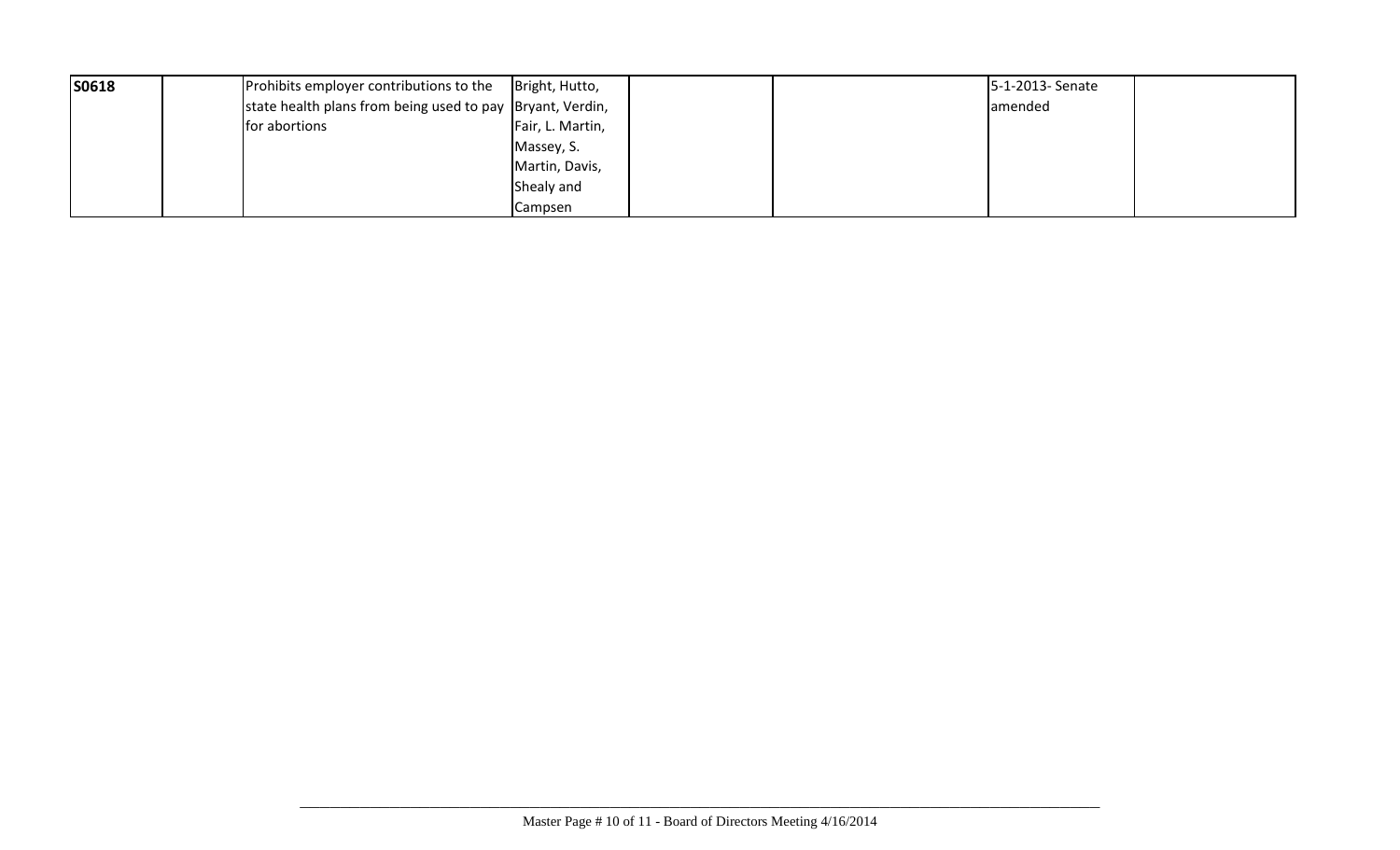| | | | | | | | |
|---|---|---|---|---|---|---|---|
| **S0618** | | Prohibits employer contributions to the state health plans from being used to pay for abortions | Bright, Hutto, Bryant, Verdin, Fair, L. Martin, Massey, S. Martin, Davis, Shealy and Campsen | | | 5-1-2013- Senate amended | |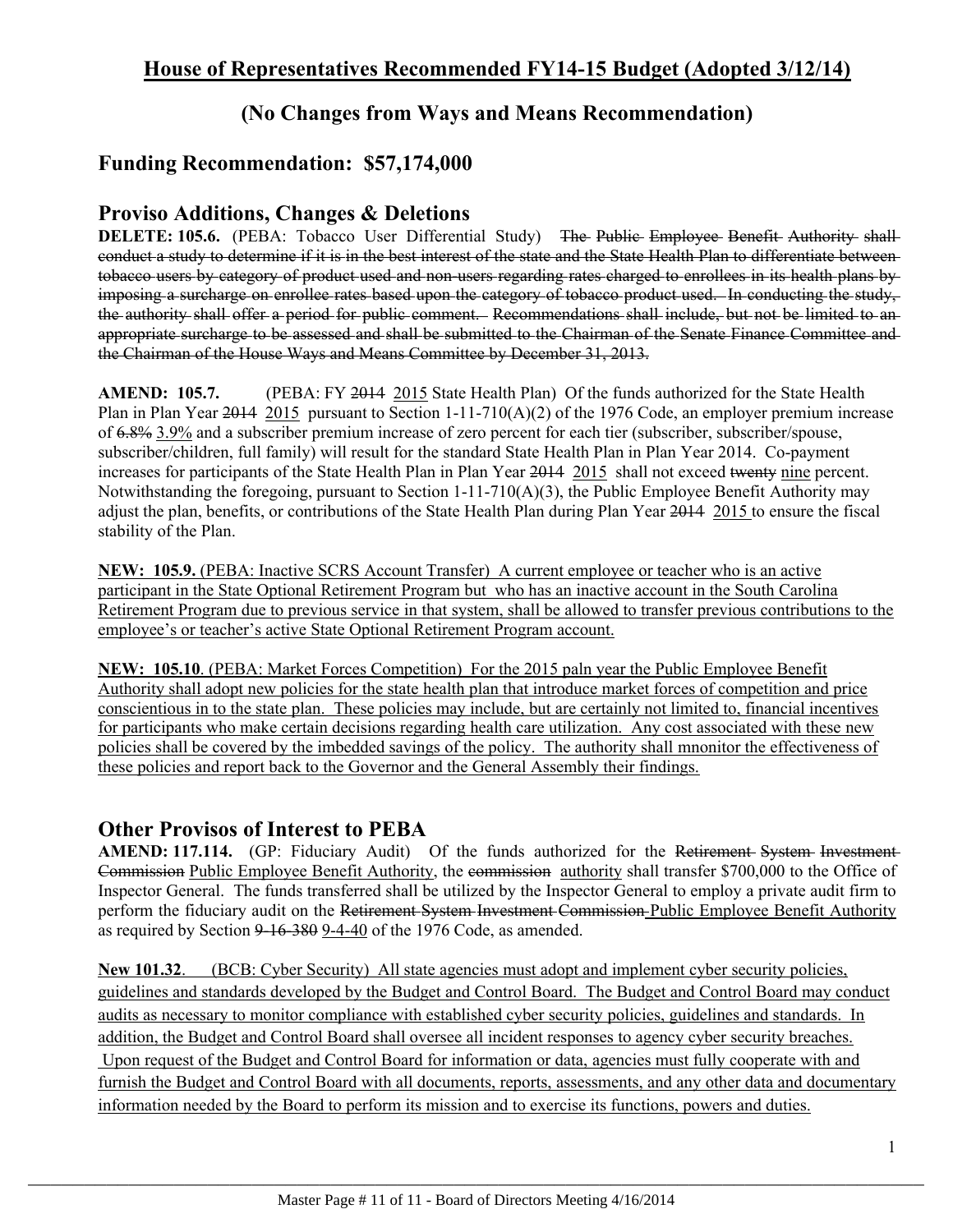# House of Representatives Recommended FY14-15 Budget (Adopted 3/12/14)

## (No Changes from Ways and Means Recommendation)

## Funding Recommendation: $57,174,000

## Proviso Additions, Changes & Deletions

**DELETE: 105.6.** (PEBA: Tobacco User Differential Study) ~~The Public Employee Benefit Authority shall conduct a study to determine if it is in the best interest of the state and the State Health Plan to differentiate between tobacco users by category of product used and non-users regarding rates charged to enrollees in its health plans by imposing a surcharge on enrollee rates based upon the category of tobacco product used. In conducting the study, the authority shall offer a period for public comment. Recommendations shall include, but not be limited to an appropriate surcharge to be assessed and shall be submitted to the Chairman of the Senate Finance Committee and the Chairman of the House Ways and Means Committee by December 31, 2013.~~

**AMEND: 105.7.** (PEBA: FY ~~2014~~ <u>2015</u> State Health Plan) Of the funds authorized for the State Health Plan in Plan Year ~~2014~~ <u>2015</u> pursuant to Section 1-11-710(A)(2) of the 1976 Code, an employer premium increase of ~~6.8%~~ <u>3.9%</u> and a subscriber premium increase of zero percent for each tier (subscriber, subscriber/spouse, subscriber/children, full family) will result for the standard State Health Plan in Plan Year 2014. Co-payment increases for participants of the State Health Plan in Plan Year ~~2014~~ <u>2015</u> shall not exceed ~~twenty~~ <u>nine</u> percent. Notwithstanding the foregoing, pursuant to Section 1-11-710(A)(3), the Public Employee Benefit Authority may adjust the plan, benefits, or contributions of the State Health Plan during Plan Year ~~2014~~ <u>2015</u> to ensure the fiscal stability of the Plan.

<u>**NEW: 105.9.** (PEBA: Inactive SCRS Account Transfer) A current employee or teacher who is an active participant in the State Optional Retirement Program but who has an inactive account in the South Carolina Retirement Program due to previous service in that system, shall be allowed to transfer previous contributions to the employee's or teacher's active State Optional Retirement Program account.</u>

<u>**NEW: 105.10**. (PEBA: Market Forces Competition) For the 2015 paln year the Public Employee Benefit Authority shall adopt new policies for the state health plan that introduce market forces of competition and price conscientious in to the state plan. These policies may include, but are certainly not limited to, financial incentives for participants who make certain decisions regarding health care utilization. Any cost associated with these new policies shall be covered by the imbedded savings of the policy. The authority shall mnonitor the effectiveness of these policies and report back to the Governor and the General Assembly their findings.</u>

## Other Provisos of Interest to PEBA

**AMEND: 117.114.** (GP: Fiduciary Audit) Of the funds authorized for the ~~Retirement System Investment Commission~~ <u>Public Employee Benefit Authority</u>, the ~~commission~~ <u>authority</u> shall transfer $700,000 to the Office of Inspector General. The funds transferred shall be utilized by the Inspector General to employ a private audit firm to perform the fiduciary audit on the ~~Retirement System Investment Commission~~ <u>Public Employee Benefit Authority</u> as required by Section ~~9-16-380~~ <u>9-4-40</u> of the 1976 Code, as amended.

<u>**New 101.32**. (BCB: Cyber Security) All state agencies must adopt and implement cyber security policies, guidelines and standards developed by the Budget and Control Board. The Budget and Control Board may conduct audits as necessary to monitor compliance with established cyber security policies, guidelines and standards. In addition, the Budget and Control Board shall oversee all incident responses to agency cyber security breaches. Upon request of the Budget and Control Board for information or data, agencies must fully cooperate with and furnish the Budget and Control Board with all documents, reports, assessments, and any other data and documentary information needed by the Board to perform its mission and to exercise its functions, powers and duties.</u>